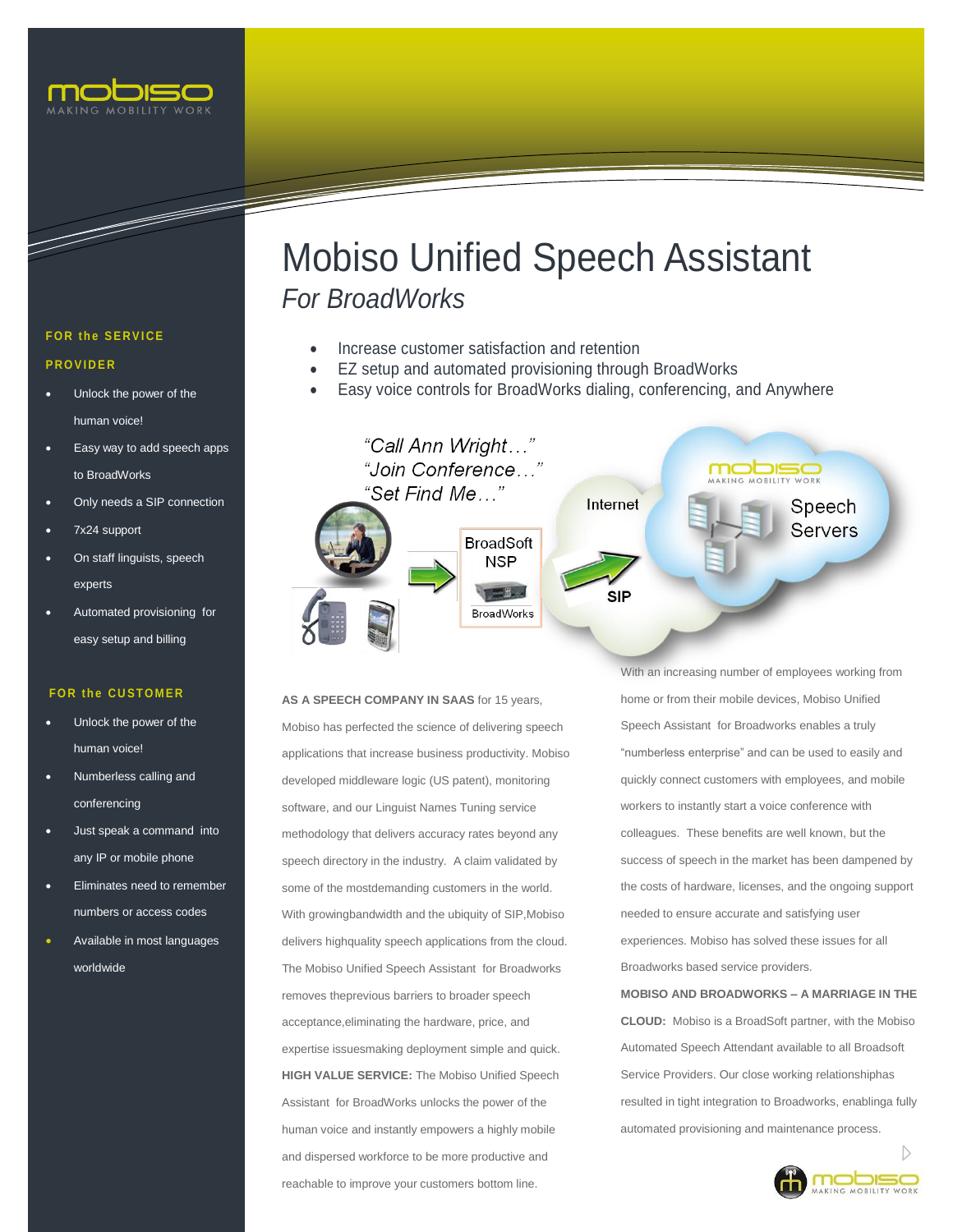# Mobiso Unified Speech Assistant

## *For BroadWorks*

- Increase customer satisfaction and retention
- EZ setup and automated provisioning through BroadWorks
- Easy voice controls for BroadWorks dialing, conferencing, and Anywhere

"Call Ann Wright…"
"Join Conference…"
"Set Find Me…"

BroadSoft NSP

BroadWorks

Internet

SIP

Speech Servers

**FOR the SERVICE PROVIDER**

- Unlock the power of the human voice!
- Easy way to add speech apps to BroadWorks
- Only needs a SIP connection
- 7x24 support
- On staff linguists, speech experts
- Automated provisioning for easy setup and billing

**FOR the CUSTOMER**

- Unlock the power of the human voice!
- Numberless calling and conferencing
- Just speak a command into any IP or mobile phone
- Eliminates need to remember numbers or access codes
- Available in most languages worldwide

**AS A SPEECH COMPANY IN SAAS** for 15 years, Mobiso has perfected the science of delivering speech applications that increase business productivity. Mobiso developed middleware logic (US patent), monitoring software, and our Linguist Names Tuning service methodology that delivers accuracy rates beyond any speech directory in the industry. A claim validated by some of the mostdemanding customers in the world. With growingbandwidth and the ubiquity of SIP,Mobiso delivers highquality speech applications from the cloud. The Mobiso Unified Speech Assistant for Broadworks removes theprevious barriers to broader speech acceptance,eliminating the hardware, price, and expertise issuesmaking deployment simple and quick.

**HIGH VALUE SERVICE:** The Mobiso Unified Speech Assistant for BroadWorks unlocks the power of the human voice and instantly empowers a highly mobile and dispersed workforce to be more productive and reachable to improve your customers bottom line.

With an increasing number of employees working from home or from their mobile devices, Mobiso Unified Speech Assistant for Broadworks enables a truly "numberless enterprise" and can be used to easily and quickly connect customers with employees, and mobile workers to instantly start a voice conference with colleagues. These benefits are well known, but the success of speech in the market has been dampened by the costs of hardware, licenses, and the ongoing support needed to ensure accurate and satisfying user experiences. Mobiso has solved these issues for all Broadworks based service providers.

**MOBISO AND BROADWORKS – A MARRIAGE IN THE CLOUD:** Mobiso is a BroadSoft partner, with the Mobiso Automated Speech Attendant available to all Broadsoft Service Providers. Our close working relationshiphas resulted in tight integration to Broadworks, enablinga fully automated provisioning and maintenance process.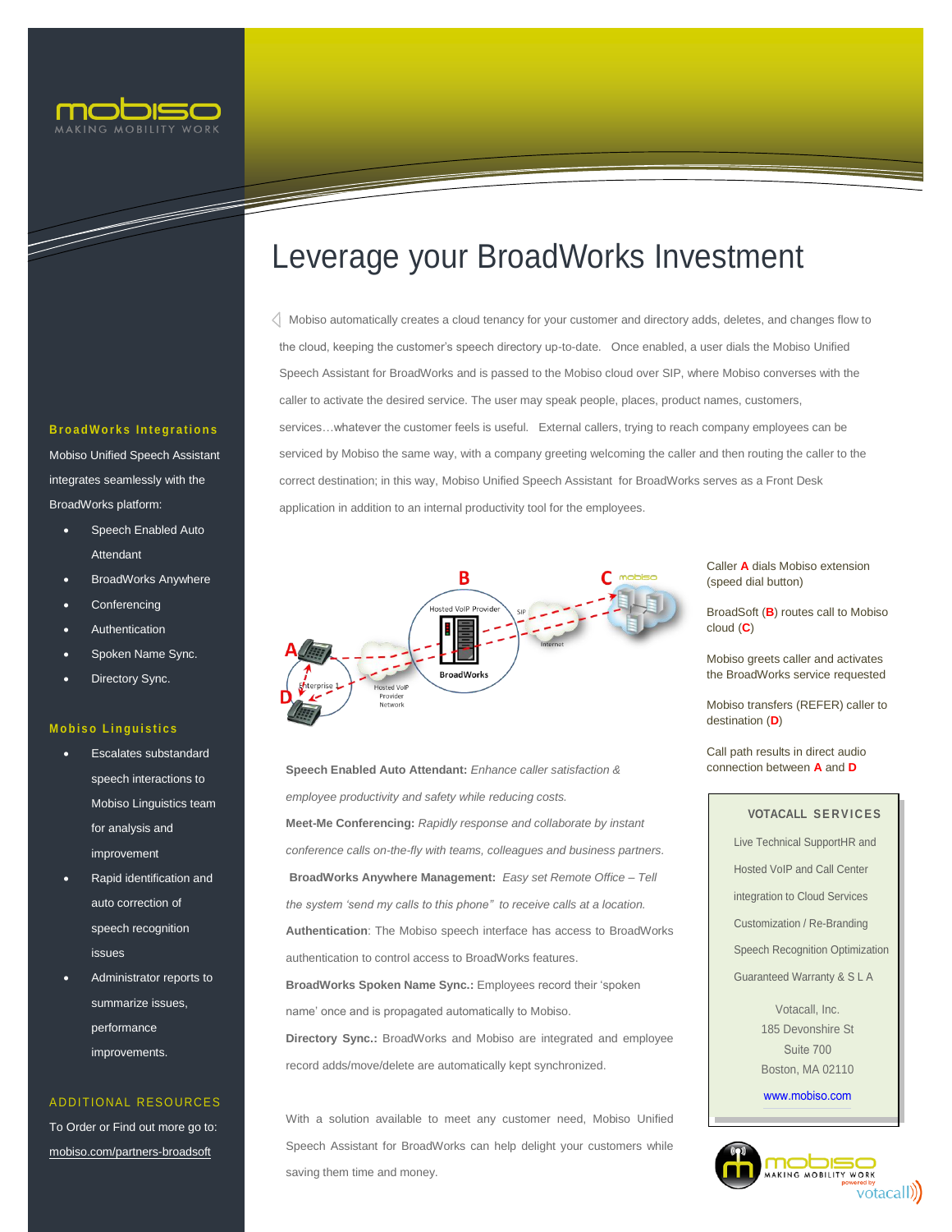# Leverage your BroadWorks Investment

Mobiso automatically creates a cloud tenancy for your customer and directory adds, deletes, and changes flow to the cloud, keeping the customer's speech directory up-to-date. Once enabled, a user dials the Mobiso Unified Speech Assistant for BroadWorks and is passed to the Mobiso cloud over SIP, where Mobiso converses with the caller to activate the desired service. The user may speak people, places, product names, customers, services…whatever the customer feels is useful. External callers, trying to reach company employees can be serviced by Mobiso the same way, with a company greeting welcoming the caller and then routing the caller to the correct destination; in this way, Mobiso Unified Speech Assistant for BroadWorks serves as a Front Desk application in addition to an internal productivity tool for the employees.

B
C
Hosted VoIP Provider
SIP
Internet
A
BroadWorks
Enterprise 1
Hosted VoIP Provider Network
D

Caller **A** dials Mobiso extension (speed dial button)

BroadSoft (**B**) routes call to Mobiso cloud (**C**)

Mobiso greets caller and activates the BroadWorks service requested

Mobiso transfers (REFER) caller to destination (**D**)

Call path results in direct audio connection between **A** and **D**

**Speech Enabled Auto Attendant:** *Enhance caller satisfaction & employee productivity and safety while reducing costs.*

**Meet-Me Conferencing:** *Rapidly response and collaborate by instant conference calls on-the-fly with teams, colleagues and business partners.*

**BroadWorks Anywhere Management:** *Easy set Remote Office – Tell the system 'send my calls to this phone" to receive calls at a location.*

**Authentication**: The Mobiso speech interface has access to BroadWorks authentication to control access to BroadWorks features.

**BroadWorks Spoken Name Sync.:** Employees record their 'spoken name' once and is propagated automatically to Mobiso.

**Directory Sync.:** BroadWorks and Mobiso are integrated and employee record adds/move/delete are automatically kept synchronized.

With a solution available to meet any customer need, Mobiso Unified Speech Assistant for BroadWorks can help delight your customers while saving them time and money.

## BroadWorks Integrations

Mobiso Unified Speech Assistant integrates seamlessly with the BroadWorks platform:

- Speech Enabled Auto Attendant
- BroadWorks Anywhere
- Conferencing
- Authentication
- Spoken Name Sync.
- Directory Sync.

## Mobiso Linguistics

- Escalates substandard speech interactions to Mobiso Linguistics team for analysis and improvement
- Rapid identification and auto correction of speech recognition issues
- Administrator reports to summarize issues, performance improvements.

## ADDITIONAL RESOURCES

To Order or Find out more go to:
mobiso.com/partners-broadsoft

## VOTACALL SERVICES

Live Technical SupportHR and
Hosted VoIP and Call Center
integration to Cloud Services
Customization / Re-Branding
Speech Recognition Optimization
Guaranteed Warranty & S L A

Votacall, Inc.
185 Devonshire St
Suite 700
Boston, MA 02110

www.mobiso.com

mobiso MAKING MOBILITY WORK powered by votacall